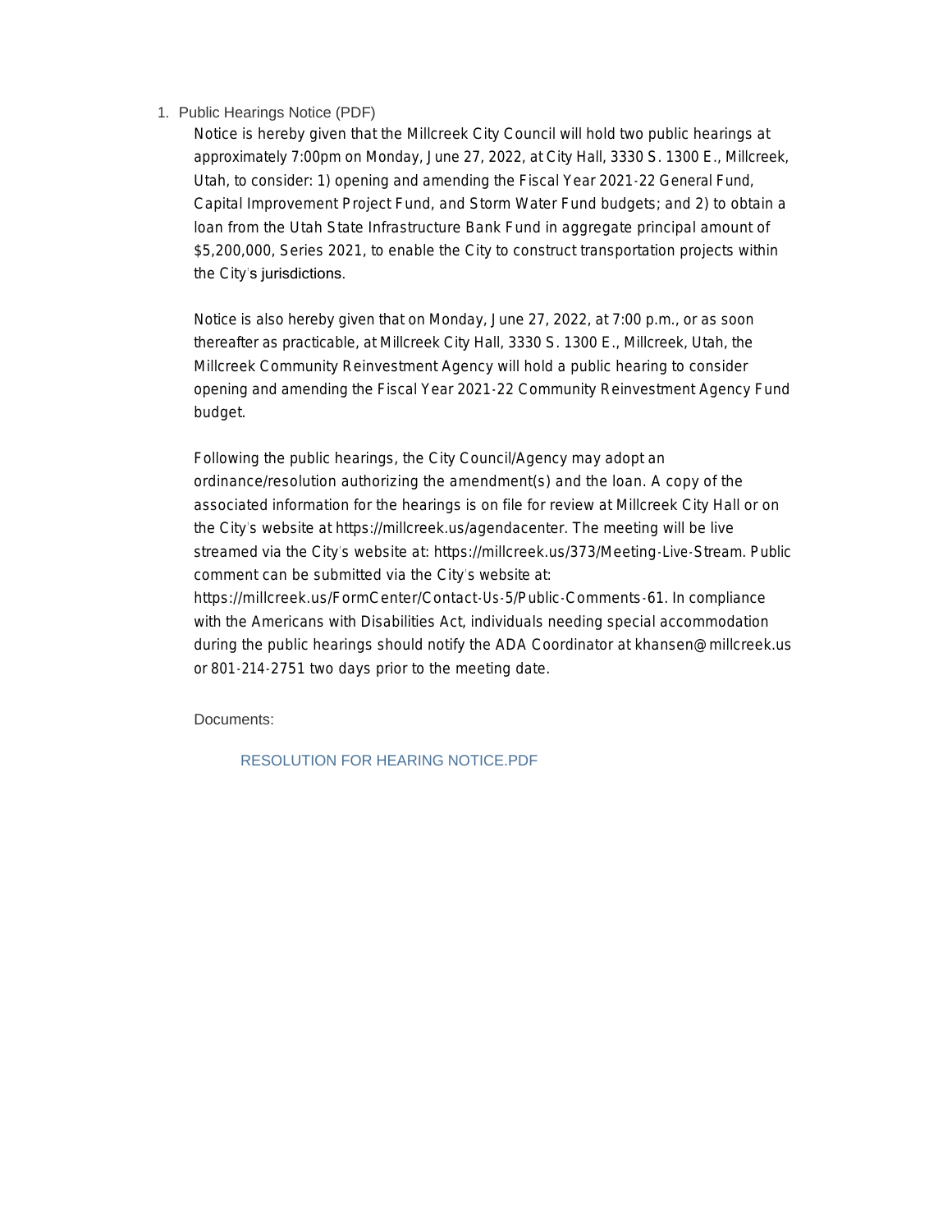1. Public Hearings Notice (PDF)

   Notice is hereby given that the Millcreek City Council will hold two public hearings at approximately 7:00pm on Monday, June 27, 2022, at City Hall, 3330 S. 1300 E., Millcreek, Utah, to consider: 1) opening and amending the Fiscal Year 2021-22 General Fund, Capital Improvement Project Fund, and Storm Water Fund budgets; and 2) to obtain a loan from the Utah State Infrastructure Bank Fund in aggregate principal amount of $5,200,000, Series 2021, to enable the City to construct transportation projects within the City's jurisdictions.

   Notice is also hereby given that on Monday, June 27, 2022, at 7:00 p.m., or as soon thereafter as practicable, at Millcreek City Hall, 3330 S. 1300 E., Millcreek, Utah, the Millcreek Community Reinvestment Agency will hold a public hearing to consider opening and amending the Fiscal Year 2021-22 Community Reinvestment Agency Fund budget.

   Following the public hearings, the City Council/Agency may adopt an ordinance/resolution authorizing the amendment(s) and the loan. A copy of the associated information for the hearings is on file for review at Millcreek City Hall or on the City's website at https://millcreek.us/agendacenter. The meeting will be live streamed via the City's website at: https://millcreek.us/373/Meeting-Live-Stream. Public comment can be submitted via the City's website at: https://millcreek.us/FormCenter/Contact-Us-5/Public-Comments-61. In compliance with the Americans with Disabilities Act, individuals needing special accommodation during the public hearings should notify the ADA Coordinator at khansen@millcreek.us or 801-214-2751 two days prior to the meeting date.

   Documents:

   RESOLUTION FOR HEARING NOTICE.PDF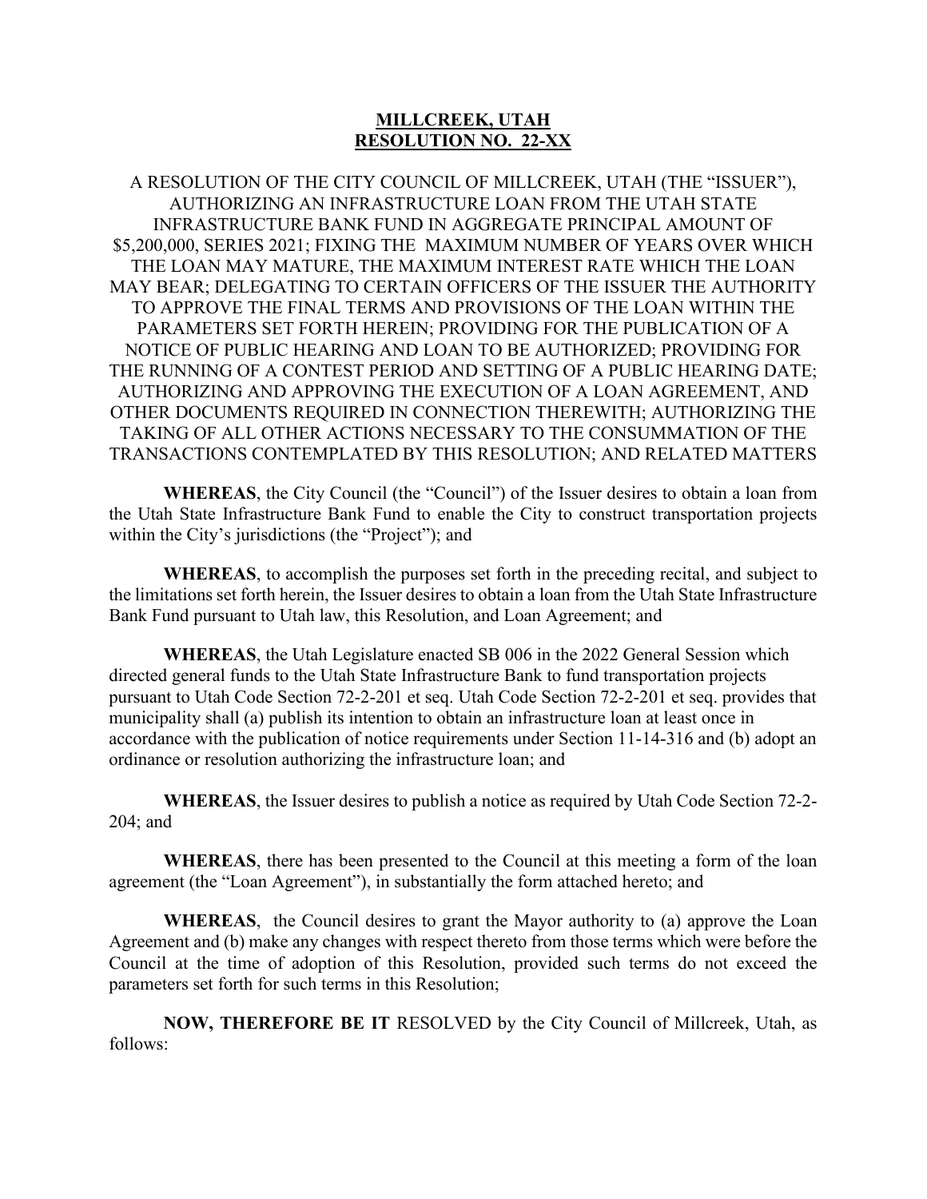**MILLCREEK, UTAH**
**RESOLUTION NO. 22-XX**

A RESOLUTION OF THE CITY COUNCIL OF MILLCREEK, UTAH (THE "ISSUER"), AUTHORIZING AN INFRASTRUCTURE LOAN FROM THE UTAH STATE INFRASTRUCTURE BANK FUND IN AGGREGATE PRINCIPAL AMOUNT OF \$5,200,000, SERIES 2021; FIXING THE MAXIMUM NUMBER OF YEARS OVER WHICH THE LOAN MAY MATURE, THE MAXIMUM INTEREST RATE WHICH THE LOAN MAY BEAR; DELEGATING TO CERTAIN OFFICERS OF THE ISSUER THE AUTHORITY TO APPROVE THE FINAL TERMS AND PROVISIONS OF THE LOAN WITHIN THE PARAMETERS SET FORTH HEREIN; PROVIDING FOR THE PUBLICATION OF A NOTICE OF PUBLIC HEARING AND LOAN TO BE AUTHORIZED; PROVIDING FOR THE RUNNING OF A CONTEST PERIOD AND SETTING OF A PUBLIC HEARING DATE; AUTHORIZING AND APPROVING THE EXECUTION OF A LOAN AGREEMENT, AND OTHER DOCUMENTS REQUIRED IN CONNECTION THEREWITH; AUTHORIZING THE TAKING OF ALL OTHER ACTIONS NECESSARY TO THE CONSUMMATION OF THE TRANSACTIONS CONTEMPLATED BY THIS RESOLUTION; AND RELATED MATTERS

**WHEREAS**, the City Council (the "Council") of the Issuer desires to obtain a loan from the Utah State Infrastructure Bank Fund to enable the City to construct transportation projects within the City's jurisdictions (the "Project"); and

**WHEREAS**, to accomplish the purposes set forth in the preceding recital, and subject to the limitations set forth herein, the Issuer desires to obtain a loan from the Utah State Infrastructure Bank Fund pursuant to Utah law, this Resolution, and Loan Agreement; and

**WHEREAS**, the Utah Legislature enacted SB 006 in the 2022 General Session which directed general funds to the Utah State Infrastructure Bank to fund transportation projects pursuant to Utah Code Section 72-2-201 et seq. Utah Code Section 72-2-201 et seq. provides that municipality shall (a) publish its intention to obtain an infrastructure loan at least once in accordance with the publication of notice requirements under Section 11-14-316 and (b) adopt an ordinance or resolution authorizing the infrastructure loan; and

**WHEREAS**, the Issuer desires to publish a notice as required by Utah Code Section 72-2-204; and

**WHEREAS**, there has been presented to the Council at this meeting a form of the loan agreement (the "Loan Agreement"), in substantially the form attached hereto; and

**WHEREAS**, the Council desires to grant the Mayor authority to (a) approve the Loan Agreement and (b) make any changes with respect thereto from those terms which were before the Council at the time of adoption of this Resolution, provided such terms do not exceed the parameters set forth for such terms in this Resolution;

**NOW, THEREFORE BE IT** RESOLVED by the City Council of Millcreek, Utah, as follows: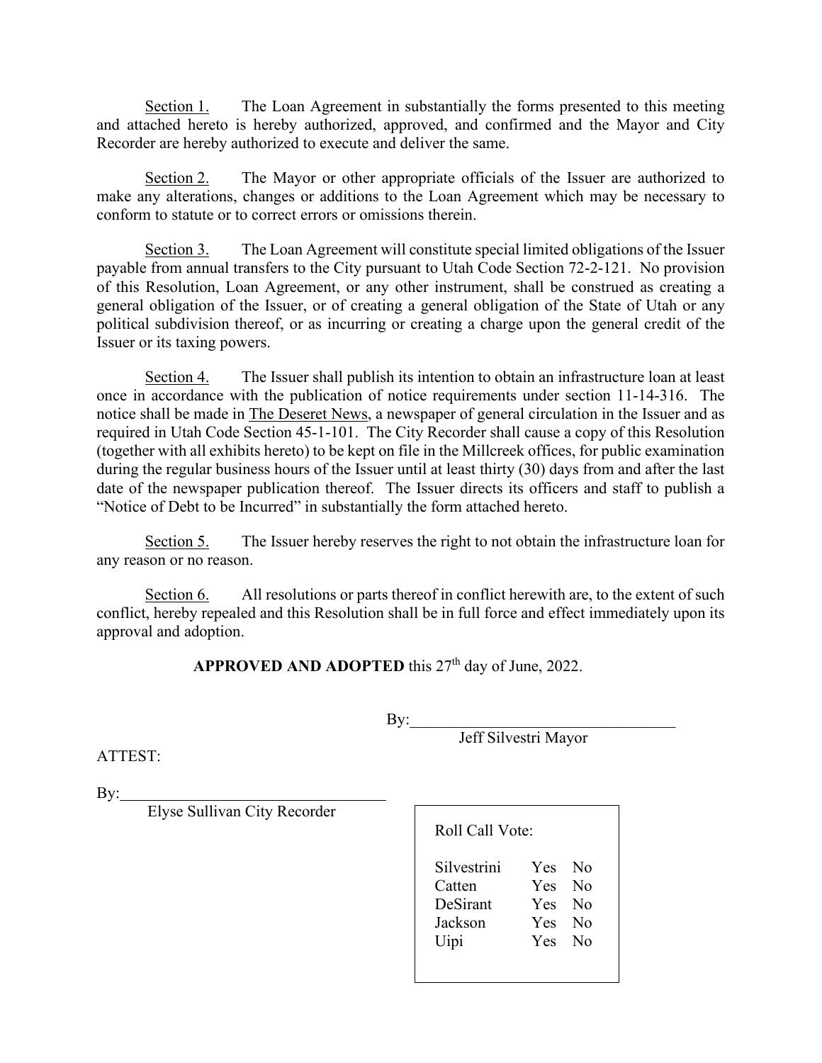Section 1. The Loan Agreement in substantially the forms presented to this meeting and attached hereto is hereby authorized, approved, and confirmed and the Mayor and City Recorder are hereby authorized to execute and deliver the same.

Section 2. The Mayor or other appropriate officials of the Issuer are authorized to make any alterations, changes or additions to the Loan Agreement which may be necessary to conform to statute or to correct errors or omissions therein.

Section 3. The Loan Agreement will constitute special limited obligations of the Issuer payable from annual transfers to the City pursuant to Utah Code Section 72-2-121. No provision of this Resolution, Loan Agreement, or any other instrument, shall be construed as creating a general obligation of the Issuer, or of creating a general obligation of the State of Utah or any political subdivision thereof, or as incurring or creating a charge upon the general credit of the Issuer or its taxing powers.

Section 4. The Issuer shall publish its intention to obtain an infrastructure loan at least once in accordance with the publication of notice requirements under section 11-14-316. The notice shall be made in The Deseret News, a newspaper of general circulation in the Issuer and as required in Utah Code Section 45-1-101. The City Recorder shall cause a copy of this Resolution (together with all exhibits hereto) to be kept on file in the Millcreek offices, for public examination during the regular business hours of the Issuer until at least thirty (30) days from and after the last date of the newspaper publication thereof. The Issuer directs its officers and staff to publish a "Notice of Debt to be Incurred" in substantially the form attached hereto.

Section 5. The Issuer hereby reserves the right to not obtain the infrastructure loan for any reason or no reason.

Section 6. All resolutions or parts thereof in conflict herewith are, to the extent of such conflict, hereby repealed and this Resolution shall be in full force and effect immediately upon its approval and adoption.

**APPROVED AND ADOPTED** this 27th day of June, 2022.

By:\_\_\_\_\_\_\_\_\_\_\_\_\_\_\_\_\_\_\_\_\_\_\_\_\_\_\_\_\_\_\_\_
Jeff Silvestri Mayor

ATTEST:

By:\_\_\_\_\_\_\_\_\_\_\_\_\_\_\_\_\_\_\_\_\_\_\_\_\_\_\_\_\_\_\_\_
Elyse Sullivan City Recorder

Roll Call Vote:

| | | |
|---|---|---|
| Silvestrini | Yes | No |
| Catten | Yes | No |
| DeSirant | Yes | No |
| Jackson | Yes | No |
| Uipi | Yes | No |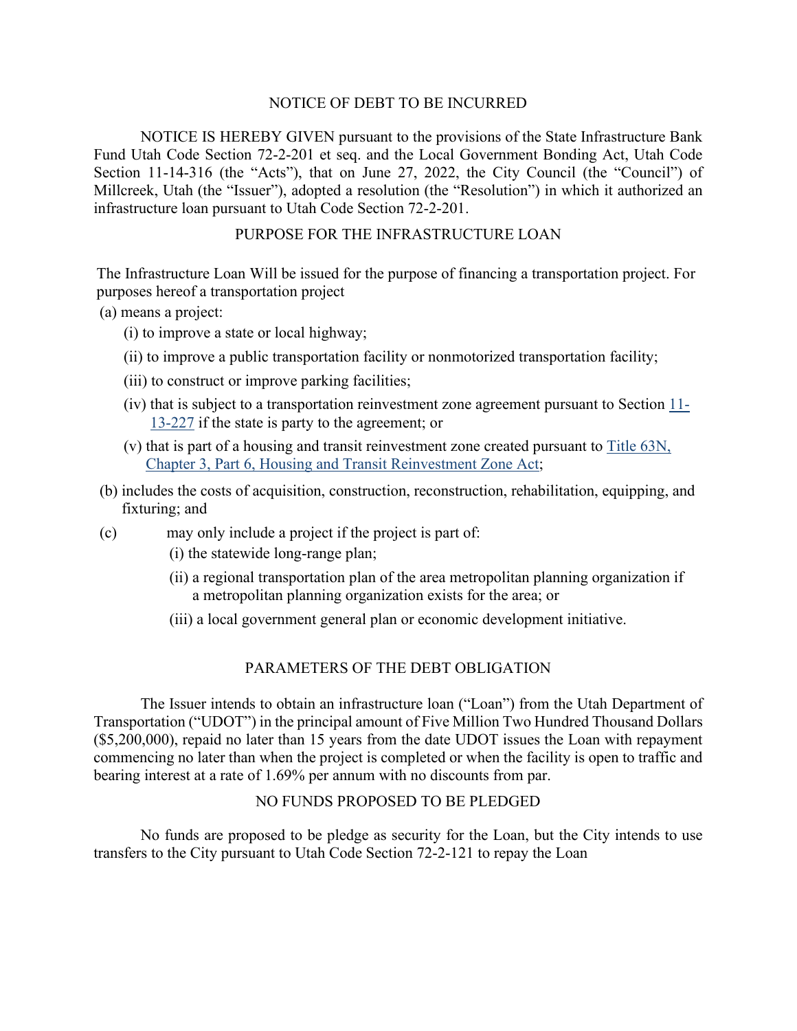## NOTICE OF DEBT TO BE INCURRED

NOTICE IS HEREBY GIVEN pursuant to the provisions of the State Infrastructure Bank Fund Utah Code Section 72-2-201 et seq. and the Local Government Bonding Act, Utah Code Section 11-14-316 (the "Acts"), that on June 27, 2022, the City Council (the "Council") of Millcreek, Utah (the "Issuer"), adopted a resolution (the "Resolution") in which it authorized an infrastructure loan pursuant to Utah Code Section 72-2-201.

## PURPOSE FOR THE INFRASTRUCTURE LOAN

The Infrastructure Loan Will be issued for the purpose of financing a transportation project. For purposes hereof a transportation project

(a) means a project:

(i) to improve a state or local highway;

(ii) to improve a public transportation facility or nonmotorized transportation facility;

(iii) to construct or improve parking facilities;

(iv) that is subject to a transportation reinvestment zone agreement pursuant to Section 11-13-227 if the state is party to the agreement; or

(v) that is part of a housing and transit reinvestment zone created pursuant to Title 63N, Chapter 3, Part 6, Housing and Transit Reinvestment Zone Act;

(b) includes the costs of acquisition, construction, reconstruction, rehabilitation, equipping, and fixturing; and

(c) may only include a project if the project is part of:

(i) the statewide long-range plan;

(ii) a regional transportation plan of the area metropolitan planning organization if a metropolitan planning organization exists for the area; or

(iii) a local government general plan or economic development initiative.

## PARAMETERS OF THE DEBT OBLIGATION

The Issuer intends to obtain an infrastructure loan ("Loan") from the Utah Department of Transportation ("UDOT") in the principal amount of Five Million Two Hundred Thousand Dollars ($5,200,000), repaid no later than 15 years from the date UDOT issues the Loan with repayment commencing no later than when the project is completed or when the facility is open to traffic and bearing interest at a rate of 1.69% per annum with no discounts from par.

## NO FUNDS PROPOSED TO BE PLEDGED

No funds are proposed to be pledge as security for the Loan, but the City intends to use transfers to the City pursuant to Utah Code Section 72-2-121 to repay the Loan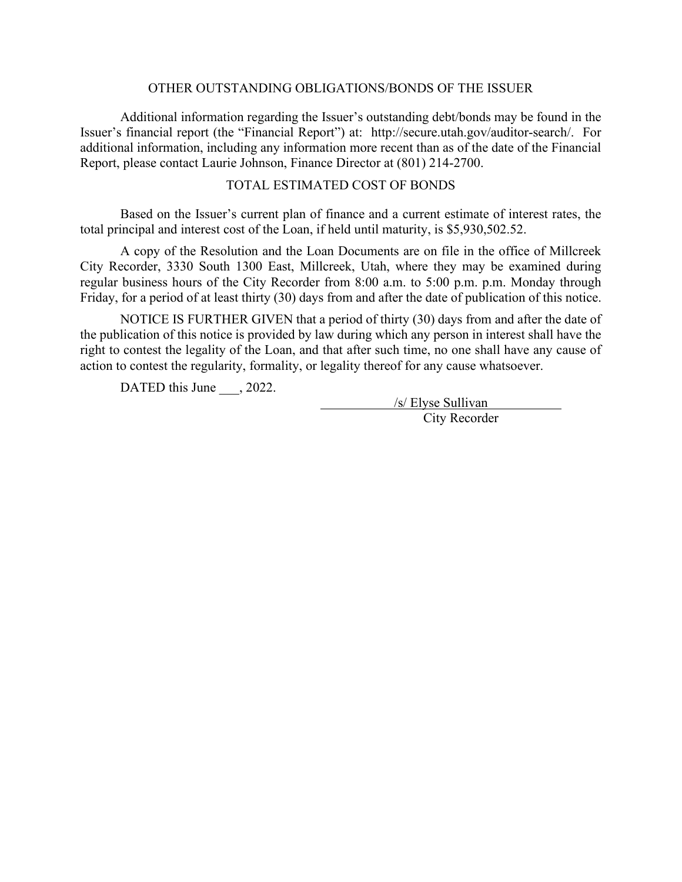## OTHER OUTSTANDING OBLIGATIONS/BONDS OF THE ISSUER

Additional information regarding the Issuer's outstanding debt/bonds may be found in the Issuer's financial report (the "Financial Report") at: http://secure.utah.gov/auditor-search/. For additional information, including any information more recent than as of the date of the Financial Report, please contact Laurie Johnson, Finance Director at (801) 214-2700.

## TOTAL ESTIMATED COST OF BONDS

Based on the Issuer's current plan of finance and a current estimate of interest rates, the total principal and interest cost of the Loan, if held until maturity, is $5,930,502.52.

A copy of the Resolution and the Loan Documents are on file in the office of Millcreek City Recorder, 3330 South 1300 East, Millcreek, Utah, where they may be examined during regular business hours of the City Recorder from 8:00 a.m. to 5:00 p.m. p.m. Monday through Friday, for a period of at least thirty (30) days from and after the date of publication of this notice.

NOTICE IS FURTHER GIVEN that a period of thirty (30) days from and after the date of the publication of this notice is provided by law during which any person in interest shall have the right to contest the legality of the Loan, and that after such time, no one shall have any cause of action to contest the regularity, formality, or legality thereof for any cause whatsoever.

DATED this June ___, 2022.

/s/ Elyse Sullivan
City Recorder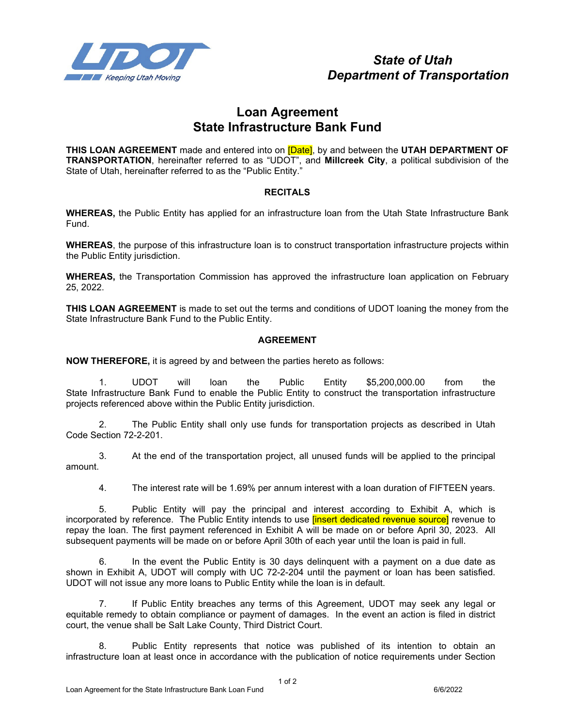State of Utah
Department of Transportation

# Loan Agreement
# State Infrastructure Bank Fund

**THIS LOAN AGREEMENT** made and entered into on [Date], by and between the **UTAH DEPARTMENT OF TRANSPORTATION**, hereinafter referred to as "UDOT", and **Millcreek City**, a political subdivision of the State of Utah, hereinafter referred to as the "Public Entity."

## RECITALS

**WHEREAS,** the Public Entity has applied for an infrastructure loan from the Utah State Infrastructure Bank Fund.

**WHEREAS**, the purpose of this infrastructure loan is to construct transportation infrastructure projects within the Public Entity jurisdiction.

**WHEREAS,** the Transportation Commission has approved the infrastructure loan application on February 25, 2022.

**THIS LOAN AGREEMENT** is made to set out the terms and conditions of UDOT loaning the money from the State Infrastructure Bank Fund to the Public Entity.

## AGREEMENT

**NOW THEREFORE,** it is agreed by and between the parties hereto as follows:

1. UDOT will loan the Public Entity $5,200,000.00 from the State Infrastructure Bank Fund to enable the Public Entity to construct the transportation infrastructure projects referenced above within the Public Entity jurisdiction.

2. The Public Entity shall only use funds for transportation projects as described in Utah Code Section 72-2-201.

3. At the end of the transportation project, all unused funds will be applied to the principal amount.

4. The interest rate will be 1.69% per annum interest with a loan duration of FIFTEEN years.

5. Public Entity will pay the principal and interest according to Exhibit A, which is incorporated by reference. The Public Entity intends to use [insert dedicated revenue source] revenue to repay the loan. The first payment referenced in Exhibit A will be made on or before April 30, 2023. All subsequent payments will be made on or before April 30th of each year until the loan is paid in full.

6. In the event the Public Entity is 30 days delinquent with a payment on a due date as shown in Exhibit A, UDOT will comply with UC 72-2-204 until the payment or loan has been satisfied. UDOT will not issue any more loans to Public Entity while the loan is in default.

7. If Public Entity breaches any terms of this Agreement, UDOT may seek any legal or equitable remedy to obtain compliance or payment of damages. In the event an action is filed in district court, the venue shall be Salt Lake County, Third District Court.

8. Public Entity represents that notice was published of its intention to obtain an infrastructure loan at least once in accordance with the publication of notice requirements under Section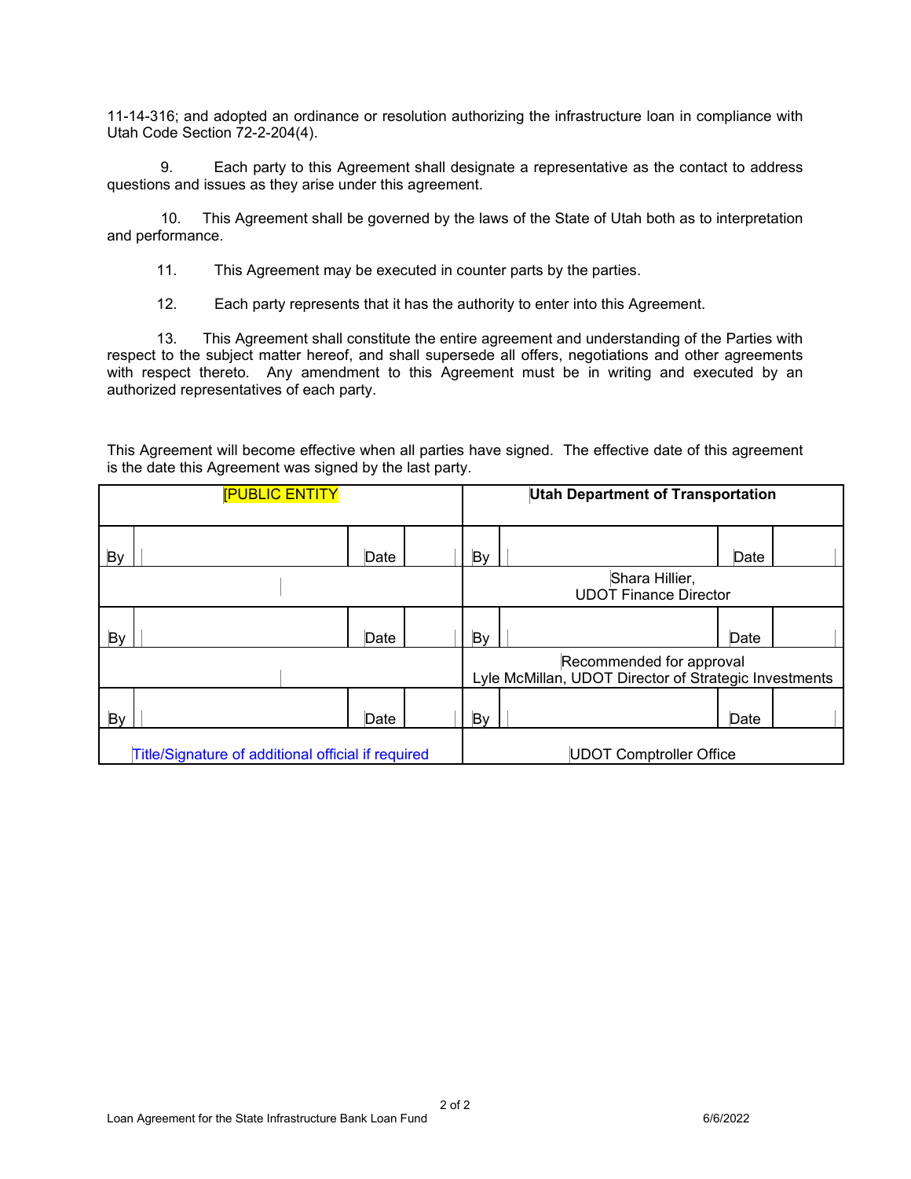11-14-316; and adopted an ordinance or resolution authorizing the infrastructure loan in compliance with Utah Code Section 72-2-204(4).

9. Each party to this Agreement shall designate a representative as the contact to address questions and issues as they arise under this agreement.

10. This Agreement shall be governed by the laws of the State of Utah both as to interpretation and performance.

11. This Agreement may be executed in counter parts by the parties.

12. Each party represents that it has the authority to enter into this Agreement.

13. This Agreement shall constitute the entire agreement and understanding of the Parties with respect to the subject matter hereof, and shall supersede all offers, negotiations and other agreements with respect thereto. Any amendment to this Agreement must be in writing and executed by an authorized representatives of each party.

This Agreement will become effective when all parties have signed. The effective date of this agreement is the date this Agreement was signed by the last party.

| [PUBLIC ENTITY | | | | Utah Department of Transportation | | | |
|---|---|---|---|---|---|---|---|
| By | | Date | | By | | Date | |
| | | | | Shara Hillier, UDOT Finance Director | | | |
| By | | Date | | By | | Date | |
| | | | | Recommended for approval Lyle McMillan, UDOT Director of Strategic Investments | | | |
| By | | Date | | By | | Date | |
| Title/Signature of additional official if required | | | | UDOT Comptroller Office | | | |

Loan Agreement for the State Infrastructure Bank Loan Fund 6/6/2022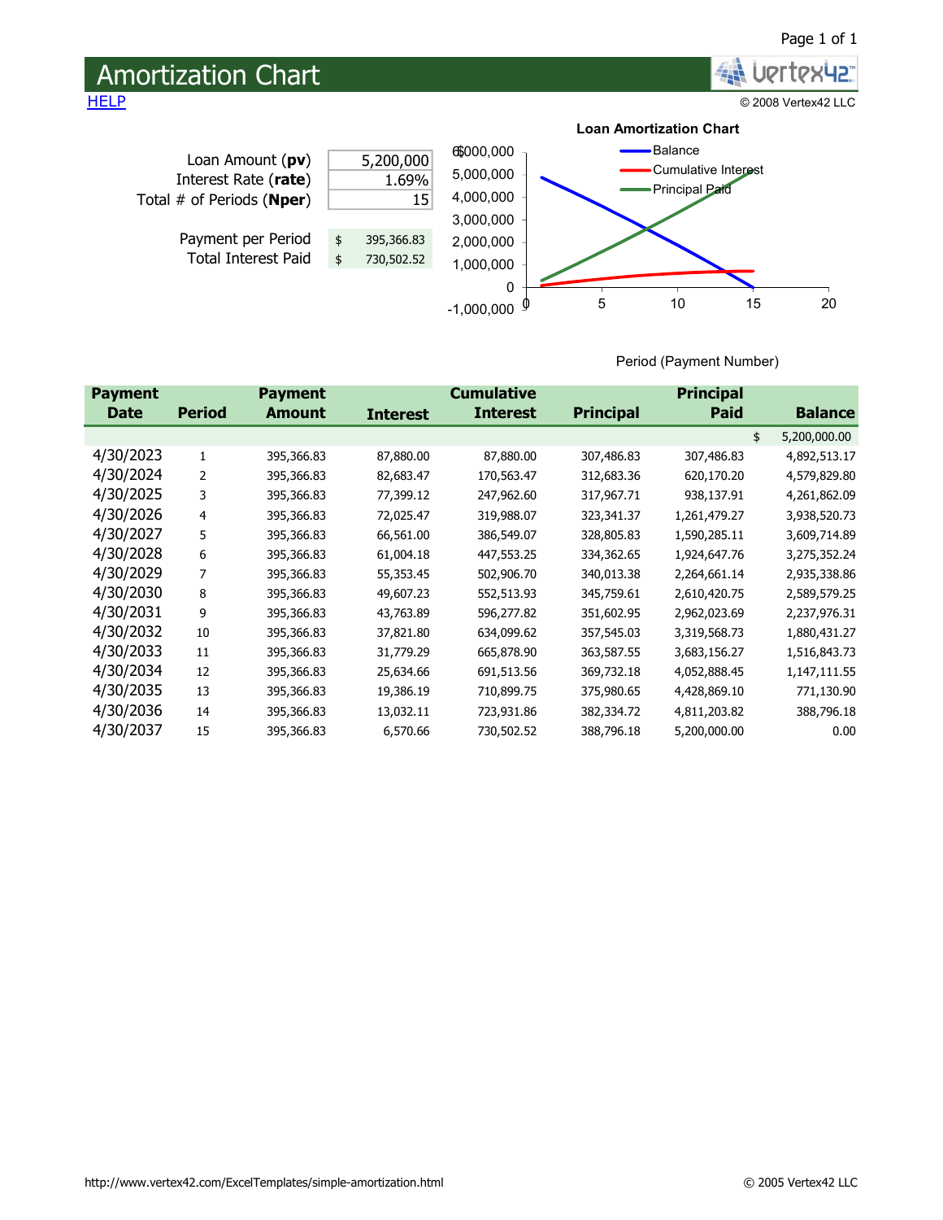# Amortization Chart

HELP

© 2008 Vertex42 LLC

| | |
|---|---|
| Loan Amount (**pv**) | 5,200,000 |
| Interest Rate (**rate**) | 1.69% |
| Total # of Periods (**Nper**) | 15 |
| Payment per Period | $ 395,366.83 |
| Total Interest Paid | $ 730,502.52 |

**Loan Amortization Chart**

Balance
Cumulative Interest
Principal Paid

6,000,000
5,000,000
4,000,000
3,000,000
2,000,000
1,000,000
0
-1,000,000

0 5 10 15 20

Period (Payment Number)

| Payment Date | Period | Payment Amount | Interest | Cumulative Interest | Principal | Principal Paid | Balance |
|---|---|---|---|---|---|---|---|
| | | | | | | | $ 5,200,000.00 |
| 4/30/2023 | 1 | 395,366.83 | 87,880.00 | 87,880.00 | 307,486.83 | 307,486.83 | 4,892,513.17 |
| 4/30/2024 | 2 | 395,366.83 | 82,683.47 | 170,563.47 | 312,683.36 | 620,170.20 | 4,579,829.80 |
| 4/30/2025 | 3 | 395,366.83 | 77,399.12 | 247,962.60 | 317,967.71 | 938,137.91 | 4,261,862.09 |
| 4/30/2026 | 4 | 395,366.83 | 72,025.47 | 319,988.07 | 323,341.37 | 1,261,479.27 | 3,938,520.73 |
| 4/30/2027 | 5 | 395,366.83 | 66,561.00 | 386,549.07 | 328,805.83 | 1,590,285.11 | 3,609,714.89 |
| 4/30/2028 | 6 | 395,366.83 | 61,004.18 | 447,553.25 | 334,362.65 | 1,924,647.76 | 3,275,352.24 |
| 4/30/2029 | 7 | 395,366.83 | 55,353.45 | 502,906.70 | 340,013.38 | 2,264,661.14 | 2,935,338.86 |
| 4/30/2030 | 8 | 395,366.83 | 49,607.23 | 552,513.93 | 345,759.61 | 2,610,420.75 | 2,589,579.25 |
| 4/30/2031 | 9 | 395,366.83 | 43,763.89 | 596,277.82 | 351,602.95 | 2,962,023.69 | 2,237,976.31 |
| 4/30/2032 | 10 | 395,366.83 | 37,821.80 | 634,099.62 | 357,545.03 | 3,319,568.73 | 1,880,431.27 |
| 4/30/2033 | 11 | 395,366.83 | 31,779.29 | 665,878.90 | 363,587.55 | 3,683,156.27 | 1,516,843.73 |
| 4/30/2034 | 12 | 395,366.83 | 25,634.66 | 691,513.56 | 369,732.18 | 4,052,888.45 | 1,147,111.55 |
| 4/30/2035 | 13 | 395,366.83 | 19,386.19 | 710,899.75 | 375,980.65 | 4,428,869.10 | 771,130.90 |
| 4/30/2036 | 14 | 395,366.83 | 13,032.11 | 723,931.86 | 382,334.72 | 4,811,203.82 | 388,796.18 |
| 4/30/2037 | 15 | 395,366.83 | 6,570.66 | 730,502.52 | 388,796.18 | 5,200,000.00 | 0.00 |

http://www.vertex42.com/ExcelTemplates/simple-amortization.html

© 2005 Vertex42 LLC